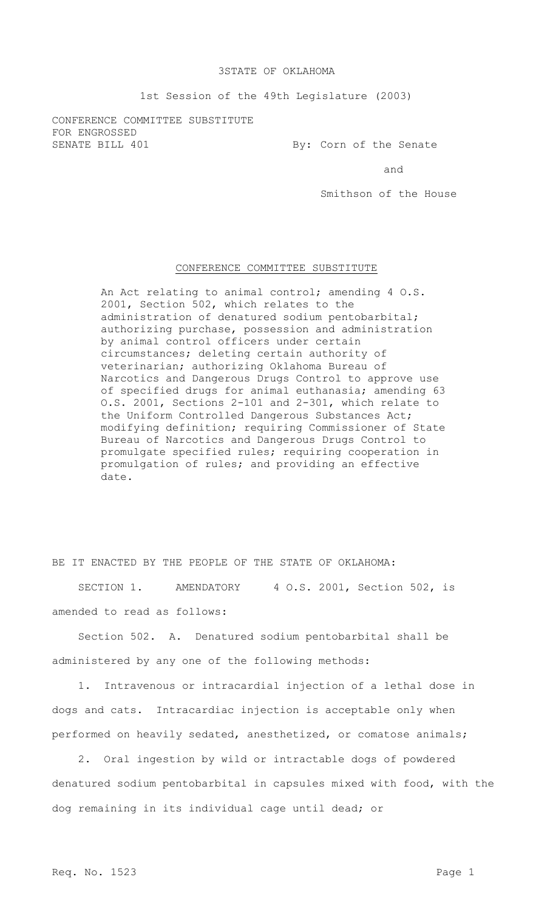3STATE OF OKLAHOMA

1st Session of the 49th Legislature (2003)

CONFERENCE COMMITTEE SUBSTITUTE
FOR ENGROSSED
SENATE BILL 401 By: Corn of the Senate

and

Smithson of the House

CONFERENCE COMMITTEE SUBSTITUTE

An Act relating to animal control; amending 4 O.S. 2001, Section 502, which relates to the administration of denatured sodium pentobarbital; authorizing purchase, possession and administration by animal control officers under certain circumstances; deleting certain authority of veterinarian; authorizing Oklahoma Bureau of Narcotics and Dangerous Drugs Control to approve use of specified drugs for animal euthanasia; amending 63 O.S. 2001, Sections 2-101 and 2-301, which relate to the Uniform Controlled Dangerous Substances Act; modifying definition; requiring Commissioner of State Bureau of Narcotics and Dangerous Drugs Control to promulgate specified rules; requiring cooperation in promulgation of rules; and providing an effective date.

BE IT ENACTED BY THE PEOPLE OF THE STATE OF OKLAHOMA:

SECTION 1. AMENDATORY 4 O.S. 2001, Section 502, is amended to read as follows:

Section 502. A. Denatured sodium pentobarbital shall be administered by any one of the following methods:

1. Intravenous or intracardial injection of a lethal dose in dogs and cats. Intracardiac injection is acceptable only when performed on heavily sedated, anesthetized, or comatose animals;

2. Oral ingestion by wild or intractable dogs of powdered denatured sodium pentobarbital in capsules mixed with food, with the dog remaining in its individual cage until dead; or

Req. No. 1523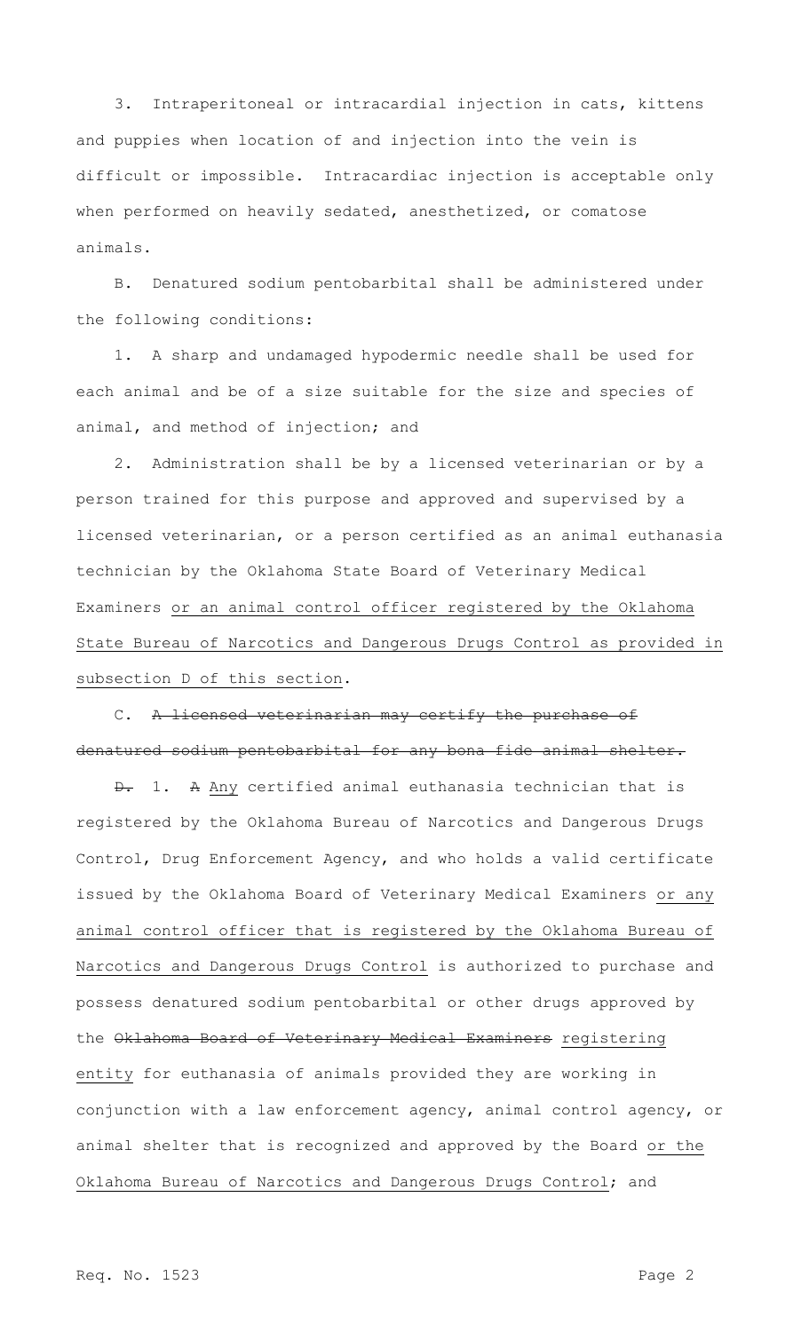3. Intraperitoneal or intracardial injection in cats, kittens and puppies when location of and injection into the vein is difficult or impossible. Intracardiac injection is acceptable only when performed on heavily sedated, anesthetized, or comatose animals.

B. Denatured sodium pentobarbital shall be administered under the following conditions:

1. A sharp and undamaged hypodermic needle shall be used for each animal and be of a size suitable for the size and species of animal, and method of injection; and

2. Administration shall be by a licensed veterinarian or by a person trained for this purpose and approved and supervised by a licensed veterinarian, or a person certified as an animal euthanasia technician by the Oklahoma State Board of Veterinary Medical Examiners <u>or an animal control officer registered by the Oklahoma State Bureau of Narcotics and Dangerous Drugs Control as provided in subsection D of this section</u>.

C. ~~A licensed veterinarian may certify the purchase of denatured sodium pentobarbital for any bona fide animal shelter.~~

~~D.~~ 1. ~~A~~ <u>Any</u> certified animal euthanasia technician that is registered by the Oklahoma Bureau of Narcotics and Dangerous Drugs Control, Drug Enforcement Agency, and who holds a valid certificate issued by the Oklahoma Board of Veterinary Medical Examiners <u>or any animal control officer that is registered by the Oklahoma Bureau of Narcotics and Dangerous Drugs Control</u> is authorized to purchase and possess denatured sodium pentobarbital or other drugs approved by the ~~Oklahoma Board of Veterinary Medical Examiners~~ <u>registering entity</u> for euthanasia of animals provided they are working in conjunction with a law enforcement agency, animal control agency, or animal shelter that is recognized and approved by the Board <u>or the Oklahoma Bureau of Narcotics and Dangerous Drugs Control</u>; and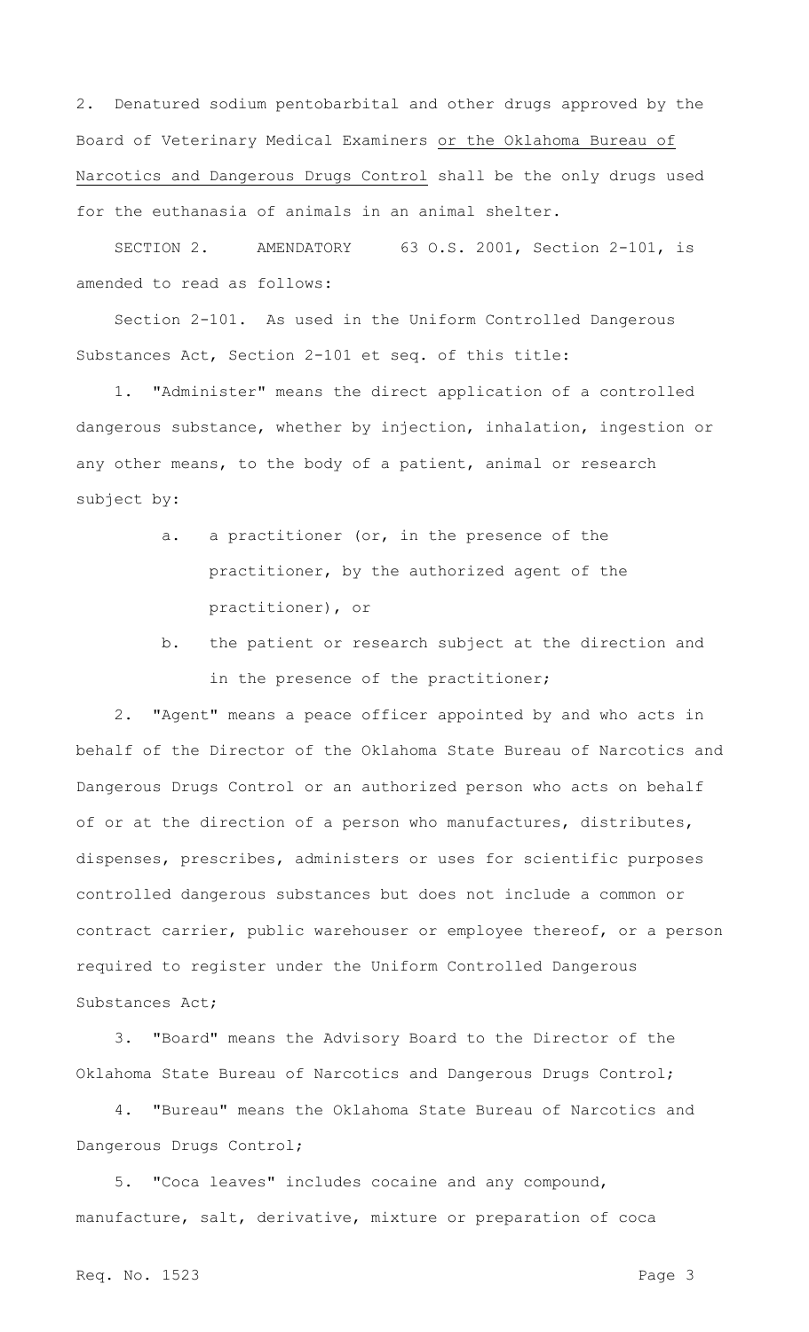2. Denatured sodium pentobarbital and other drugs approved by the Board of Veterinary Medical Examiners <u>or the Oklahoma Bureau of Narcotics and Dangerous Drugs Control</u> shall be the only drugs used for the euthanasia of animals in an animal shelter.

SECTION 2. AMENDATORY 63 O.S. 2001, Section 2-101, is amended to read as follows:

Section 2-101. As used in the Uniform Controlled Dangerous Substances Act, Section 2-101 et seq. of this title:

1. "Administer" means the direct application of a controlled dangerous substance, whether by injection, inhalation, ingestion or any other means, to the body of a patient, animal or research subject by:

   a. a practitioner (or, in the presence of the practitioner, by the authorized agent of the practitioner), or

   b. the patient or research subject at the direction and in the presence of the practitioner;

2. "Agent" means a peace officer appointed by and who acts in behalf of the Director of the Oklahoma State Bureau of Narcotics and Dangerous Drugs Control or an authorized person who acts on behalf of or at the direction of a person who manufactures, distributes, dispenses, prescribes, administers or uses for scientific purposes controlled dangerous substances but does not include a common or contract carrier, public warehouser or employee thereof, or a person required to register under the Uniform Controlled Dangerous Substances Act;

3. "Board" means the Advisory Board to the Director of the Oklahoma State Bureau of Narcotics and Dangerous Drugs Control;

4. "Bureau" means the Oklahoma State Bureau of Narcotics and Dangerous Drugs Control;

5. "Coca leaves" includes cocaine and any compound, manufacture, salt, derivative, mixture or preparation of coca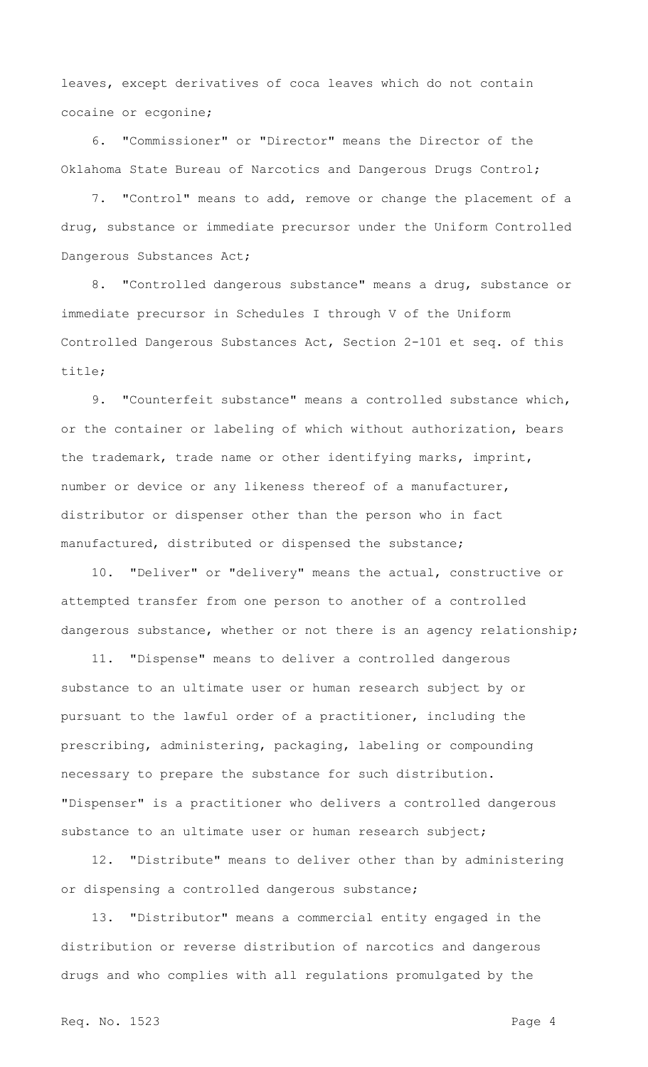leaves, except derivatives of coca leaves which do not contain cocaine or ecgonine;

6. "Commissioner" or "Director" means the Director of the Oklahoma State Bureau of Narcotics and Dangerous Drugs Control;

7. "Control" means to add, remove or change the placement of a drug, substance or immediate precursor under the Uniform Controlled Dangerous Substances Act;

8. "Controlled dangerous substance" means a drug, substance or immediate precursor in Schedules I through V of the Uniform Controlled Dangerous Substances Act, Section 2-101 et seq. of this title;

9. "Counterfeit substance" means a controlled substance which, or the container or labeling of which without authorization, bears the trademark, trade name or other identifying marks, imprint, number or device or any likeness thereof of a manufacturer, distributor or dispenser other than the person who in fact manufactured, distributed or dispensed the substance;

10. "Deliver" or "delivery" means the actual, constructive or attempted transfer from one person to another of a controlled dangerous substance, whether or not there is an agency relationship;

11. "Dispense" means to deliver a controlled dangerous substance to an ultimate user or human research subject by or pursuant to the lawful order of a practitioner, including the prescribing, administering, packaging, labeling or compounding necessary to prepare the substance for such distribution. "Dispenser" is a practitioner who delivers a controlled dangerous substance to an ultimate user or human research subject;

12. "Distribute" means to deliver other than by administering or dispensing a controlled dangerous substance;

13. "Distributor" means a commercial entity engaged in the distribution or reverse distribution of narcotics and dangerous drugs and who complies with all regulations promulgated by the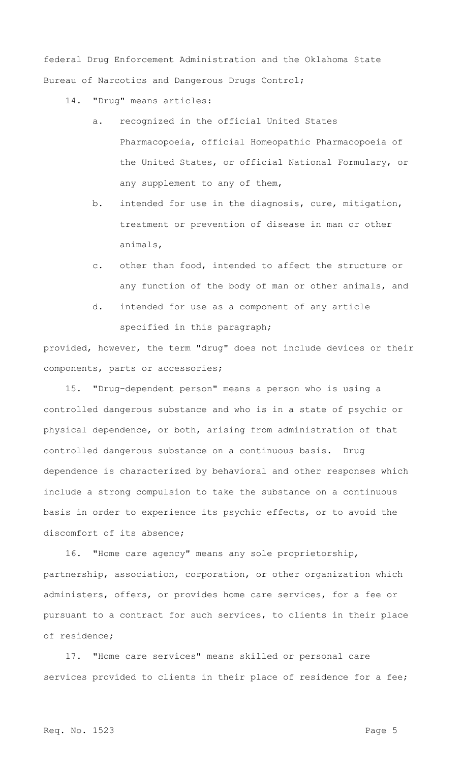federal Drug Enforcement Administration and the Oklahoma State Bureau of Narcotics and Dangerous Drugs Control;

14. "Drug" means articles:

a. recognized in the official United States Pharmacopoeia, official Homeopathic Pharmacopoeia of the United States, or official National Formulary, or any supplement to any of them,

b. intended for use in the diagnosis, cure, mitigation, treatment or prevention of disease in man or other animals,

c. other than food, intended to affect the structure or any function of the body of man or other animals, and

d. intended for use as a component of any article specified in this paragraph;

provided, however, the term "drug" does not include devices or their components, parts or accessories;

15. "Drug-dependent person" means a person who is using a controlled dangerous substance and who is in a state of psychic or physical dependence, or both, arising from administration of that controlled dangerous substance on a continuous basis. Drug dependence is characterized by behavioral and other responses which include a strong compulsion to take the substance on a continuous basis in order to experience its psychic effects, or to avoid the discomfort of its absence;

16. "Home care agency" means any sole proprietorship, partnership, association, corporation, or other organization which administers, offers, or provides home care services, for a fee or pursuant to a contract for such services, to clients in their place of residence;

17. "Home care services" means skilled or personal care services provided to clients in their place of residence for a fee;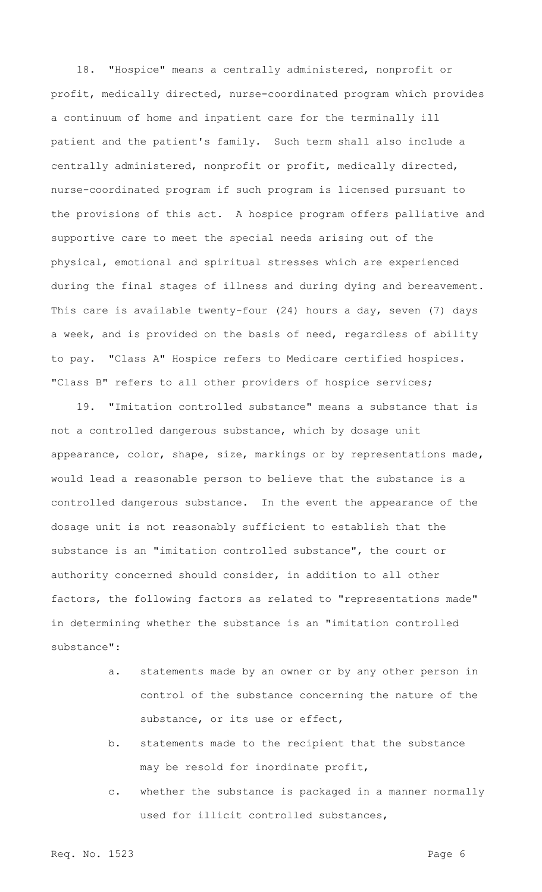18. "Hospice" means a centrally administered, nonprofit or profit, medically directed, nurse-coordinated program which provides a continuum of home and inpatient care for the terminally ill patient and the patient's family. Such term shall also include a centrally administered, nonprofit or profit, medically directed, nurse-coordinated program if such program is licensed pursuant to the provisions of this act. A hospice program offers palliative and supportive care to meet the special needs arising out of the physical, emotional and spiritual stresses which are experienced during the final stages of illness and during dying and bereavement. This care is available twenty-four (24) hours a day, seven (7) days a week, and is provided on the basis of need, regardless of ability to pay. "Class A" Hospice refers to Medicare certified hospices. "Class B" refers to all other providers of hospice services;

19. "Imitation controlled substance" means a substance that is not a controlled dangerous substance, which by dosage unit appearance, color, shape, size, markings or by representations made, would lead a reasonable person to believe that the substance is a controlled dangerous substance. In the event the appearance of the dosage unit is not reasonably sufficient to establish that the substance is an "imitation controlled substance", the court or authority concerned should consider, in addition to all other factors, the following factors as related to "representations made" in determining whether the substance is an "imitation controlled substance":

a. statements made by an owner or by any other person in control of the substance concerning the nature of the substance, or its use or effect,

b. statements made to the recipient that the substance may be resold for inordinate profit,

c. whether the substance is packaged in a manner normally used for illicit controlled substances,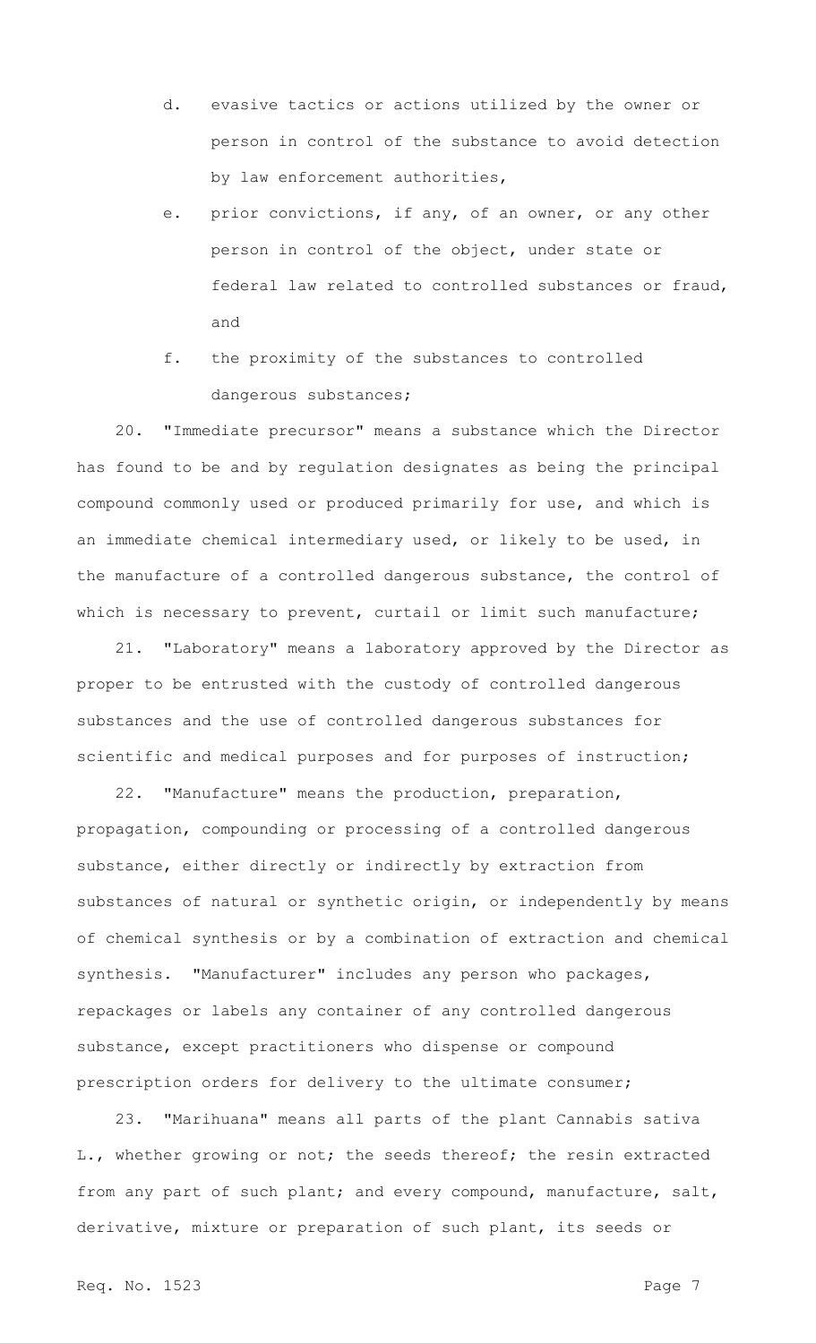d. evasive tactics or actions utilized by the owner or person in control of the substance to avoid detection by law enforcement authorities,

e. prior convictions, if any, of an owner, or any other person in control of the object, under state or federal law related to controlled substances or fraud, and

f. the proximity of the substances to controlled dangerous substances;

20. "Immediate precursor" means a substance which the Director has found to be and by regulation designates as being the principal compound commonly used or produced primarily for use, and which is an immediate chemical intermediary used, or likely to be used, in the manufacture of a controlled dangerous substance, the control of which is necessary to prevent, curtail or limit such manufacture;

21. "Laboratory" means a laboratory approved by the Director as proper to be entrusted with the custody of controlled dangerous substances and the use of controlled dangerous substances for scientific and medical purposes and for purposes of instruction;

22. "Manufacture" means the production, preparation, propagation, compounding or processing of a controlled dangerous substance, either directly or indirectly by extraction from substances of natural or synthetic origin, or independently by means of chemical synthesis or by a combination of extraction and chemical synthesis. "Manufacturer" includes any person who packages, repackages or labels any container of any controlled dangerous substance, except practitioners who dispense or compound prescription orders for delivery to the ultimate consumer;

23. "Marihuana" means all parts of the plant Cannabis sativa L., whether growing or not; the seeds thereof; the resin extracted from any part of such plant; and every compound, manufacture, salt, derivative, mixture or preparation of such plant, its seeds or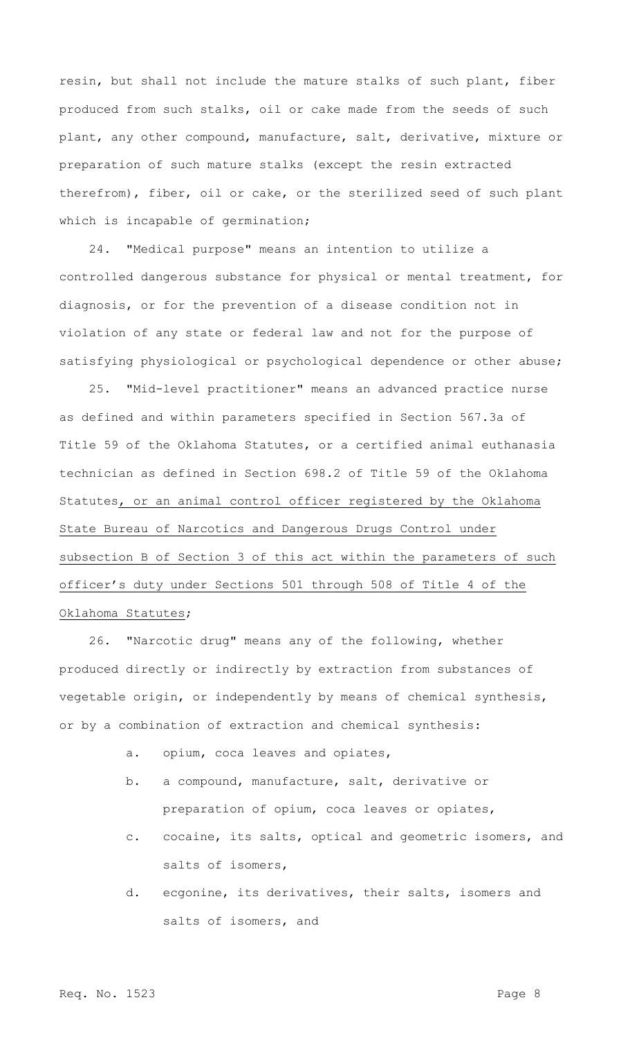resin, but shall not include the mature stalks of such plant, fiber produced from such stalks, oil or cake made from the seeds of such plant, any other compound, manufacture, salt, derivative, mixture or preparation of such mature stalks (except the resin extracted therefrom), fiber, oil or cake, or the sterilized seed of such plant which is incapable of germination;

24. "Medical purpose" means an intention to utilize a controlled dangerous substance for physical or mental treatment, for diagnosis, or for the prevention of a disease condition not in violation of any state or federal law and not for the purpose of satisfying physiological or psychological dependence or other abuse;

25. "Mid-level practitioner" means an advanced practice nurse as defined and within parameters specified in Section 567.3a of Title 59 of the Oklahoma Statutes, or a certified animal euthanasia technician as defined in Section 698.2 of Title 59 of the Oklahoma Statutes<ins>, or an animal control officer registered by the Oklahoma State Bureau of Narcotics and Dangerous Drugs Control under subsection B of Section 3 of this act within the parameters of such officer's duty under Sections 501 through 508 of Title 4 of the Oklahoma Statutes</ins>;

26. "Narcotic drug" means any of the following, whether produced directly or indirectly by extraction from substances of vegetable origin, or independently by means of chemical synthesis, or by a combination of extraction and chemical synthesis:

a. opium, coca leaves and opiates,

b. a compound, manufacture, salt, derivative or preparation of opium, coca leaves or opiates,

c. cocaine, its salts, optical and geometric isomers, and salts of isomers,

d. ecgonine, its derivatives, their salts, isomers and salts of isomers, and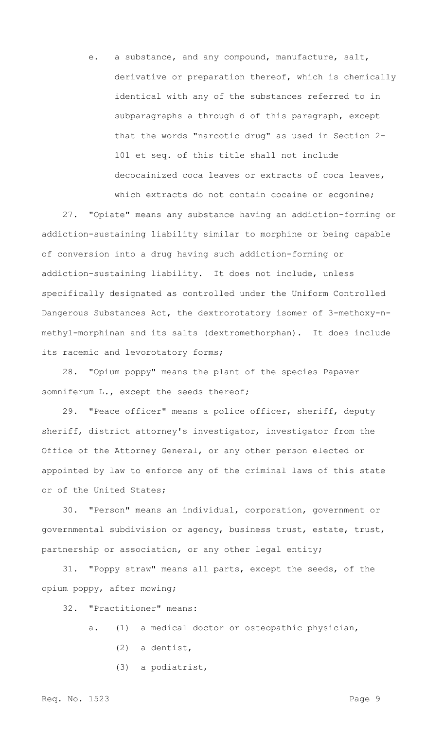e. a substance, and any compound, manufacture, salt, derivative or preparation thereof, which is chemically identical with any of the substances referred to in subparagraphs a through d of this paragraph, except that the words "narcotic drug" as used in Section 2-101 et seq. of this title shall not include decocainized coca leaves or extracts of coca leaves, which extracts do not contain cocaine or ecgonine;

27. "Opiate" means any substance having an addiction-forming or addiction-sustaining liability similar to morphine or being capable of conversion into a drug having such addiction-forming or addiction-sustaining liability. It does not include, unless specifically designated as controlled under the Uniform Controlled Dangerous Substances Act, the dextrorotatory isomer of 3-methoxy-n-methyl-morphinan and its salts (dextromethorphan). It does include its racemic and levorotatory forms;

28. "Opium poppy" means the plant of the species Papaver somniferum L., except the seeds thereof;

29. "Peace officer" means a police officer, sheriff, deputy sheriff, district attorney's investigator, investigator from the Office of the Attorney General, or any other person elected or appointed by law to enforce any of the criminal laws of this state or of the United States;

30. "Person" means an individual, corporation, government or governmental subdivision or agency, business trust, estate, trust, partnership or association, or any other legal entity;

31. "Poppy straw" means all parts, except the seeds, of the opium poppy, after mowing;

32. "Practitioner" means:

a. (1) a medical doctor or osteopathic physician,

(2) a dentist,

(3) a podiatrist,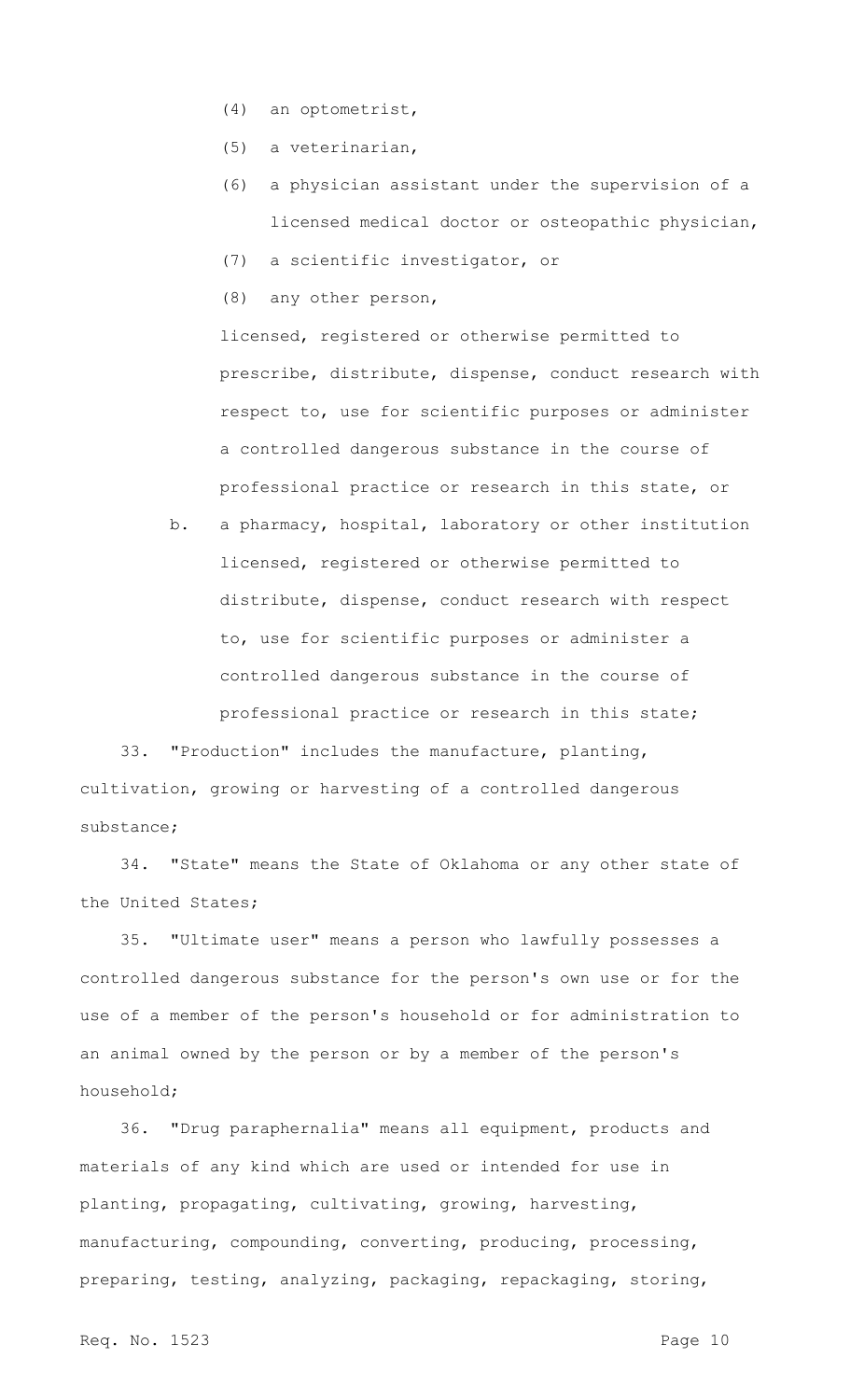(4) an optometrist,

(5) a veterinarian,

(6) a physician assistant under the supervision of a licensed medical doctor or osteopathic physician,

(7) a scientific investigator, or

(8) any other person,

licensed, registered or otherwise permitted to prescribe, distribute, dispense, conduct research with respect to, use for scientific purposes or administer a controlled dangerous substance in the course of professional practice or research in this state, or

b. a pharmacy, hospital, laboratory or other institution licensed, registered or otherwise permitted to distribute, dispense, conduct research with respect to, use for scientific purposes or administer a controlled dangerous substance in the course of professional practice or research in this state;

33. "Production" includes the manufacture, planting, cultivation, growing or harvesting of a controlled dangerous substance;

34. "State" means the State of Oklahoma or any other state of the United States;

35. "Ultimate user" means a person who lawfully possesses a controlled dangerous substance for the person's own use or for the use of a member of the person's household or for administration to an animal owned by the person or by a member of the person's household;

36. "Drug paraphernalia" means all equipment, products and materials of any kind which are used or intended for use in planting, propagating, cultivating, growing, harvesting, manufacturing, compounding, converting, producing, processing, preparing, testing, analyzing, packaging, repackaging, storing,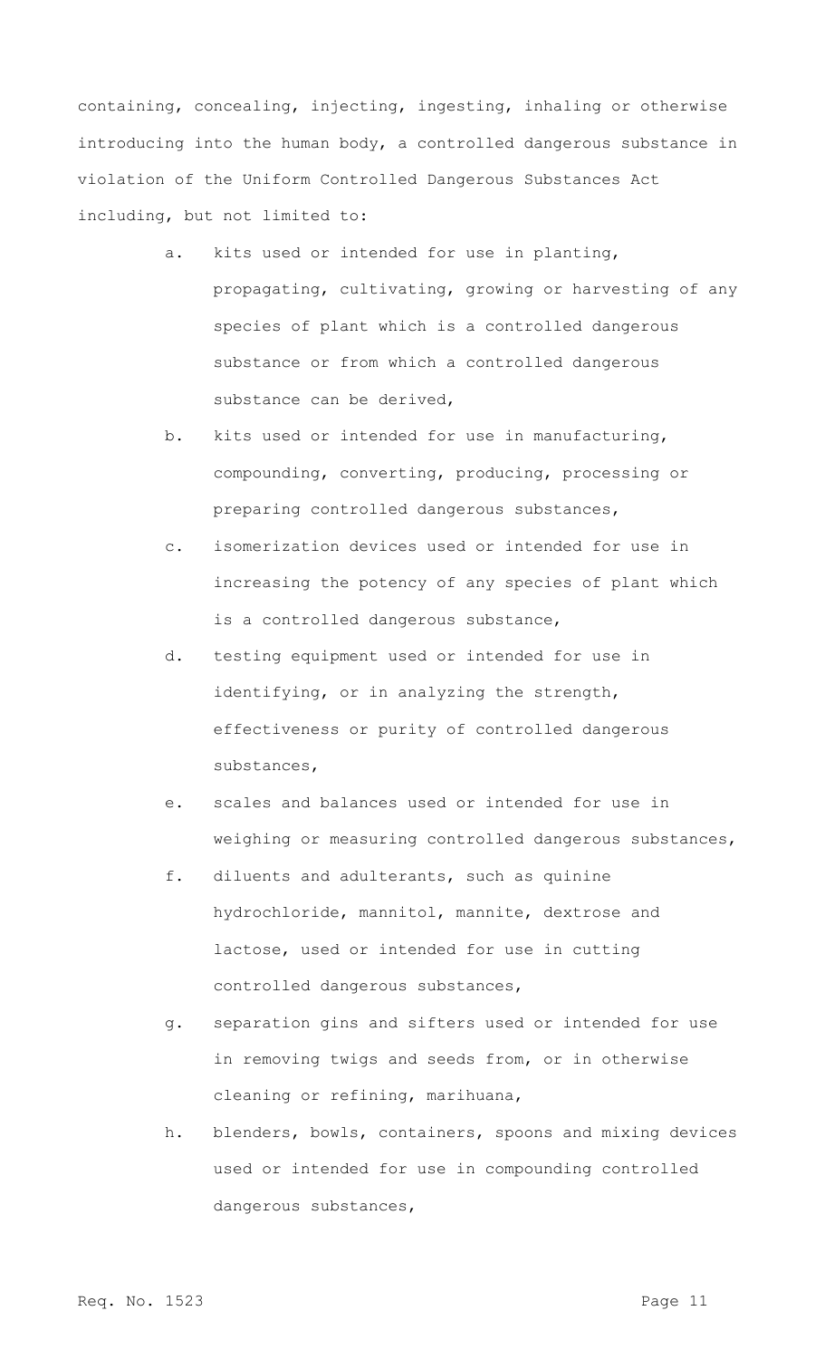containing, concealing, injecting, ingesting, inhaling or otherwise introducing into the human body, a controlled dangerous substance in violation of the Uniform Controlled Dangerous Substances Act including, but not limited to:

a. kits used or intended for use in planting, propagating, cultivating, growing or harvesting of any species of plant which is a controlled dangerous substance or from which a controlled dangerous substance can be derived,

b. kits used or intended for use in manufacturing, compounding, converting, producing, processing or preparing controlled dangerous substances,

c. isomerization devices used or intended for use in increasing the potency of any species of plant which is a controlled dangerous substance,

d. testing equipment used or intended for use in identifying, or in analyzing the strength, effectiveness or purity of controlled dangerous substances,

e. scales and balances used or intended for use in weighing or measuring controlled dangerous substances,

f. diluents and adulterants, such as quinine hydrochloride, mannitol, mannite, dextrose and lactose, used or intended for use in cutting controlled dangerous substances,

g. separation gins and sifters used or intended for use in removing twigs and seeds from, or in otherwise cleaning or refining, marihuana,

h. blenders, bowls, containers, spoons and mixing devices used or intended for use in compounding controlled dangerous substances,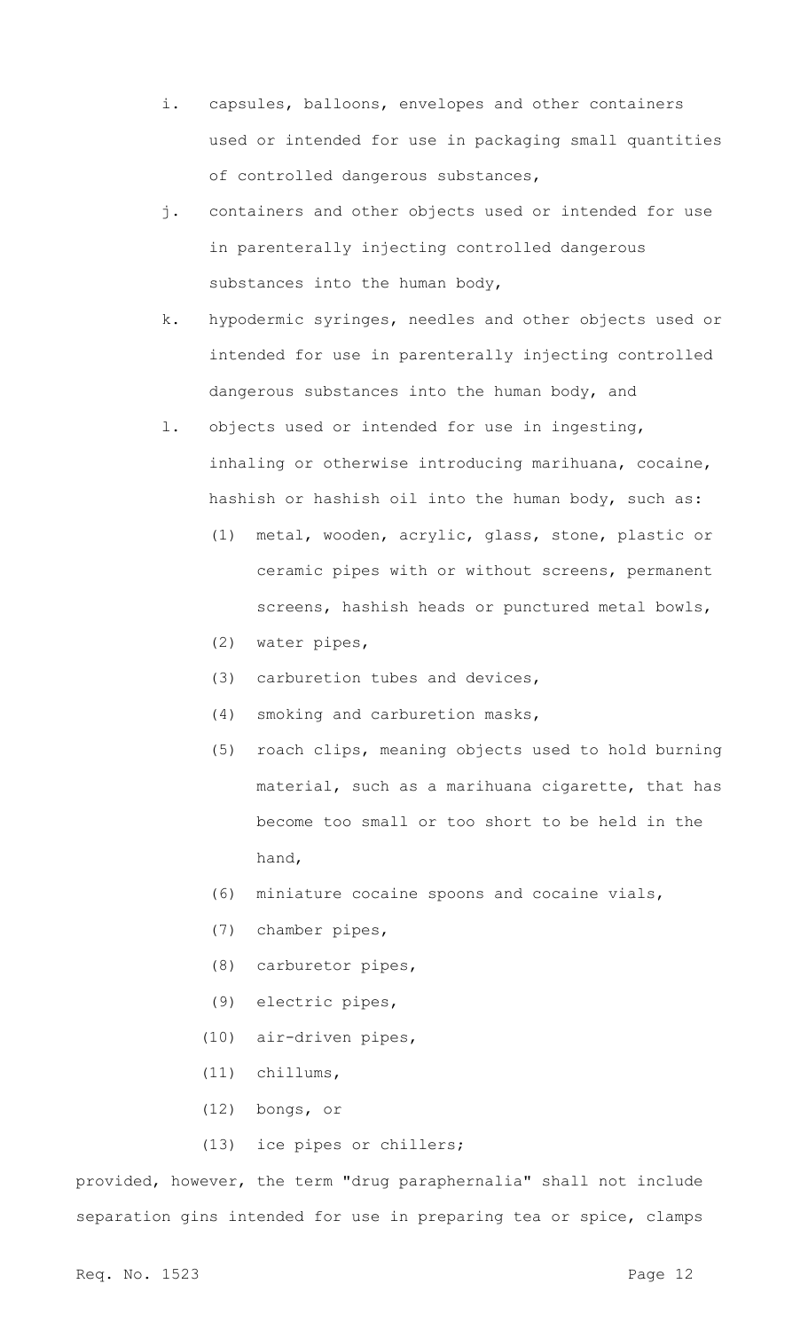i. capsules, balloons, envelopes and other containers used or intended for use in packaging small quantities of controlled dangerous substances,

j. containers and other objects used or intended for use in parenterally injecting controlled dangerous substances into the human body,

k. hypodermic syringes, needles and other objects used or intended for use in parenterally injecting controlled dangerous substances into the human body, and

l. objects used or intended for use in ingesting, inhaling or otherwise introducing marihuana, cocaine, hashish or hashish oil into the human body, such as:

   (1) metal, wooden, acrylic, glass, stone, plastic or ceramic pipes with or without screens, permanent screens, hashish heads or punctured metal bowls,

   (2) water pipes,

   (3) carburetion tubes and devices,

   (4) smoking and carburetion masks,

   (5) roach clips, meaning objects used to hold burning material, such as a marihuana cigarette, that has become too small or too short to be held in the hand,

   (6) miniature cocaine spoons and cocaine vials,

   (7) chamber pipes,

   (8) carburetor pipes,

   (9) electric pipes,

   (10) air-driven pipes,

   (11) chillums,

   (12) bongs, or

   (13) ice pipes or chillers;

provided, however, the term "drug paraphernalia" shall not include separation gins intended for use in preparing tea or spice, clamps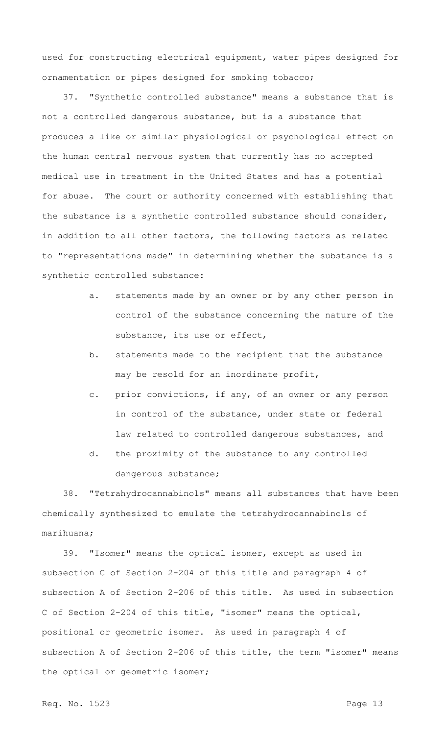used for constructing electrical equipment, water pipes designed for ornamentation or pipes designed for smoking tobacco;

37. "Synthetic controlled substance" means a substance that is not a controlled dangerous substance, but is a substance that produces a like or similar physiological or psychological effect on the human central nervous system that currently has no accepted medical use in treatment in the United States and has a potential for abuse. The court or authority concerned with establishing that the substance is a synthetic controlled substance should consider, in addition to all other factors, the following factors as related to "representations made" in determining whether the substance is a synthetic controlled substance:

a. statements made by an owner or by any other person in control of the substance concerning the nature of the substance, its use or effect,

b. statements made to the recipient that the substance may be resold for an inordinate profit,

c. prior convictions, if any, of an owner or any person in control of the substance, under state or federal law related to controlled dangerous substances, and

d. the proximity of the substance to any controlled dangerous substance;

38. "Tetrahydrocannabinols" means all substances that have been chemically synthesized to emulate the tetrahydrocannabinols of marihuana;

39. "Isomer" means the optical isomer, except as used in subsection C of Section 2-204 of this title and paragraph 4 of subsection A of Section 2-206 of this title. As used in subsection C of Section 2-204 of this title, "isomer" means the optical, positional or geometric isomer. As used in paragraph 4 of subsection A of Section 2-206 of this title, the term "isomer" means the optical or geometric isomer;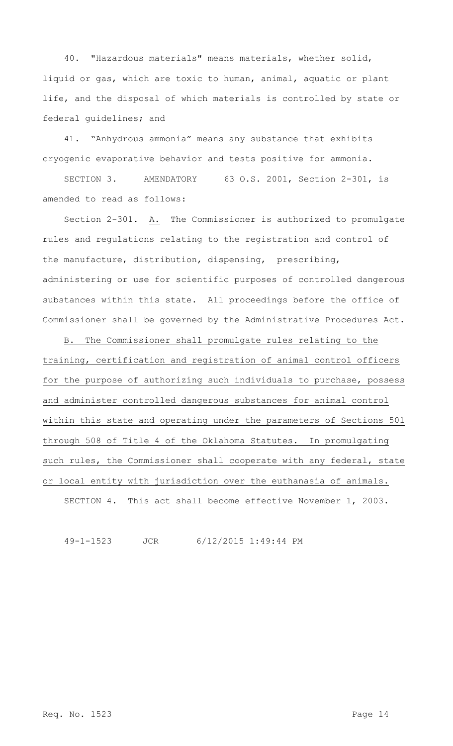40. "Hazardous materials" means materials, whether solid, liquid or gas, which are toxic to human, animal, aquatic or plant life, and the disposal of which materials is controlled by state or federal guidelines; and

41. "Anhydrous ammonia" means any substance that exhibits cryogenic evaporative behavior and tests positive for ammonia.

SECTION 3. AMENDATORY 63 O.S. 2001, Section 2-301, is amended to read as follows:

Section 2-301. <u>A.</u> The Commissioner is authorized to promulgate rules and regulations relating to the registration and control of the manufacture, distribution, dispensing, prescribing, administering or use for scientific purposes of controlled dangerous substances within this state. All proceedings before the office of Commissioner shall be governed by the Administrative Procedures Act.

<u>B. The Commissioner shall promulgate rules relating to the training, certification and registration of animal control officers for the purpose of authorizing such individuals to purchase, possess and administer controlled dangerous substances for animal control within this state and operating under the parameters of Sections 501 through 508 of Title 4 of the Oklahoma Statutes. In promulgating such rules, the Commissioner shall cooperate with any federal, state or local entity with jurisdiction over the euthanasia of animals.</u>

SECTION 4. This act shall become effective November 1, 2003.

49-1-1523 JCR 6/12/2015 1:49:44 PM